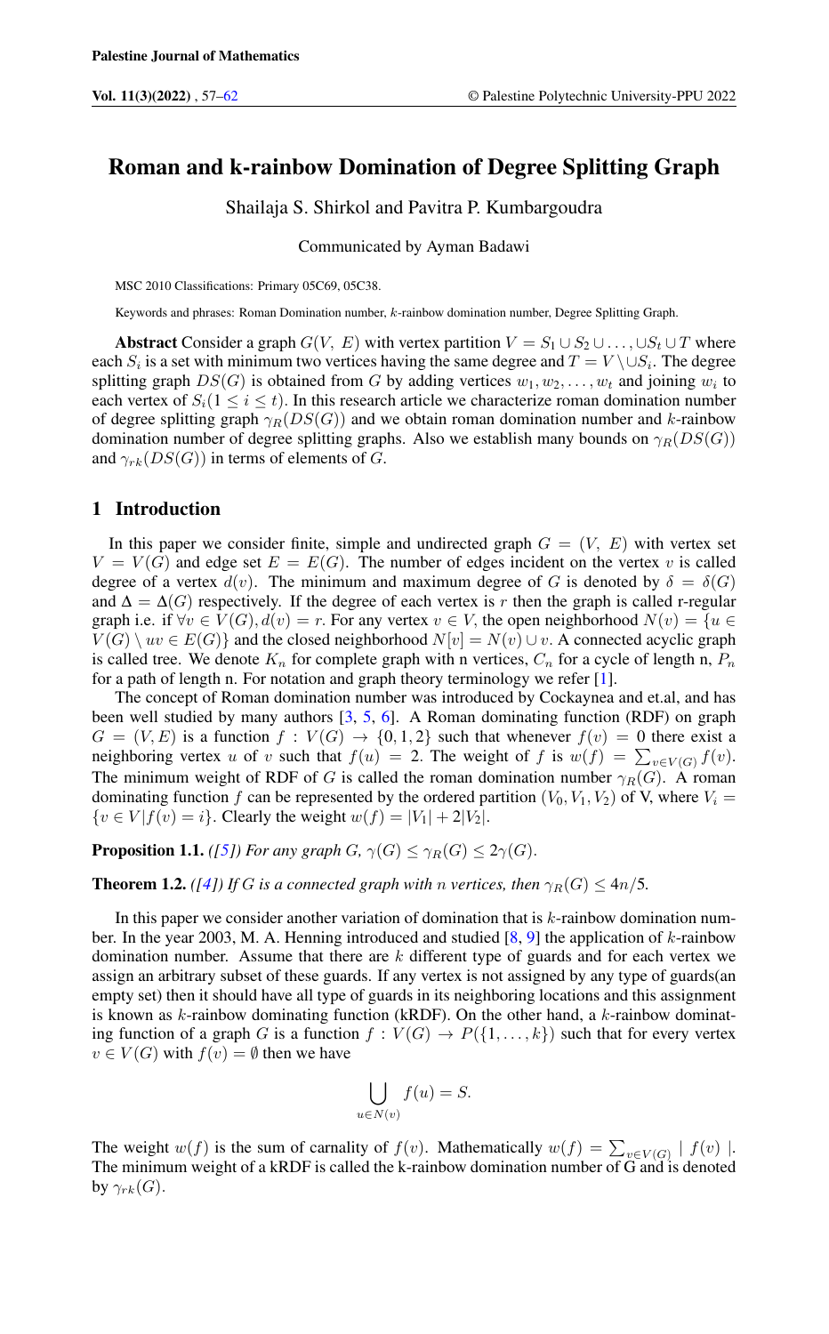# Roman and k-rainbow Domination of Degree Splitting Graph

Shailaja S. Shirkol and Pavitra P. Kumbargoudra

Communicated by Ayman Badawi

MSC 2010 Classifications: Primary 05C69, 05C38.

Keywords and phrases: Roman Domination number, $k$-rainbow domination number, Degree Splitting Graph.

**Abstract** Consider a graph $G(V,\ E)$ with vertex partition $V = S_1 \cup S_2 \cup \ldots, \cup S_t \cup T$ where each $S_i$ is a set with minimum two vertices having the same degree and $T = V \setminus \cup S_i$. The degree splitting graph $DS(G)$ is obtained from $G$ by adding vertices $w_1, w_2, \ldots, w_t$ and joining $w_i$ to each vertex of $S_i (1 \leq i \leq t)$. In this research article we characterize roman domination number of degree splitting graph $\gamma_R(DS(G))$ and we obtain roman domination number and $k$-rainbow domination number of degree splitting graphs. Also we establish many bounds on $\gamma_R(DS(G))$ and $\gamma_{rk}(DS(G))$ in terms of elements of $G$.

## 1 Introduction

In this paper we consider finite, simple and undirected graph $G = (V,\ E)$ with vertex set $V = V(G)$ and edge set $E = E(G)$. The number of edges incident on the vertex $v$ is called degree of a vertex $d(v)$. The minimum and maximum degree of $G$ is denoted by $\delta = \delta(G)$ and $\Delta = \Delta(G)$ respectively. If the degree of each vertex is $r$ then the graph is called r-regular graph i.e. if $\forall v \in V(G), d(v) = r$. For any vertex $v \in V$, the open neighborhood $N(v) = \{u \in V(G) \setminus uv \in E(G)\}$ and the closed neighborhood $N[v] = N(v) \cup v$. A connected acyclic graph is called tree. We denote $K_n$ for complete graph with n vertices, $C_n$ for a cycle of length n, $P_n$ for a path of length n. For notation and graph theory terminology we refer [1].

The concept of Roman domination number was introduced by Cockaynea and et.al, and has been well studied by many authors [3, 5, 6]. A Roman dominating function (RDF) on graph $G = (V, E)$ is a function $f : V(G) \to \{0, 1, 2\}$ such that whenever $f(v) = 0$ there exist a neighboring vertex $u$ of $v$ such that $f(u) = 2$. The weight of $f$ is $w(f) = \sum_{v \in V(G)} f(v)$. The minimum weight of RDF of $G$ is called the roman domination number $\gamma_R(G)$. A roman dominating function $f$ can be represented by the ordered partition $(V_0, V_1, V_2)$ of V, where $V_i = \{v \in V | f(v) = i\}$. Clearly the weight $w(f) = |V_1| + 2|V_2|$.

**Proposition 1.1.** *([5]) For any graph $G$, $\gamma(G) \leq \gamma_R(G) \leq 2\gamma(G)$.*

**Theorem 1.2.** *([4]) If $G$ is a connected graph with $n$ vertices, then $\gamma_R(G) \leq 4n/5$.*

In this paper we consider another variation of domination that is $k$-rainbow domination number. In the year 2003, M. A. Henning introduced and studied [8, 9] the application of $k$-rainbow domination number. Assume that there are $k$ different type of guards and for each vertex we assign an arbitrary subset of these guards. If any vertex is not assigned by any type of guards(an empty set) then it should have all type of guards in its neighboring locations and this assignment is known as $k$-rainbow dominating function (kRDF). On the other hand, a $k$-rainbow dominating function of a graph $G$ is a function $f : V(G) \to P(\{1, \ldots, k\})$ such that for every vertex $v \in V(G)$ with $f(v) = \emptyset$ then we have

$$\bigcup_{u \in N(v)} f(u) = S.$$

The weight $w(f)$ is the sum of carnality of $f(v)$. Mathematically $w(f) = \sum_{v \in V(G)} | f(v) |$. The minimum weight of a kRDF is called the k-rainbow domination number of G and is denoted by $\gamma_{rk}(G)$.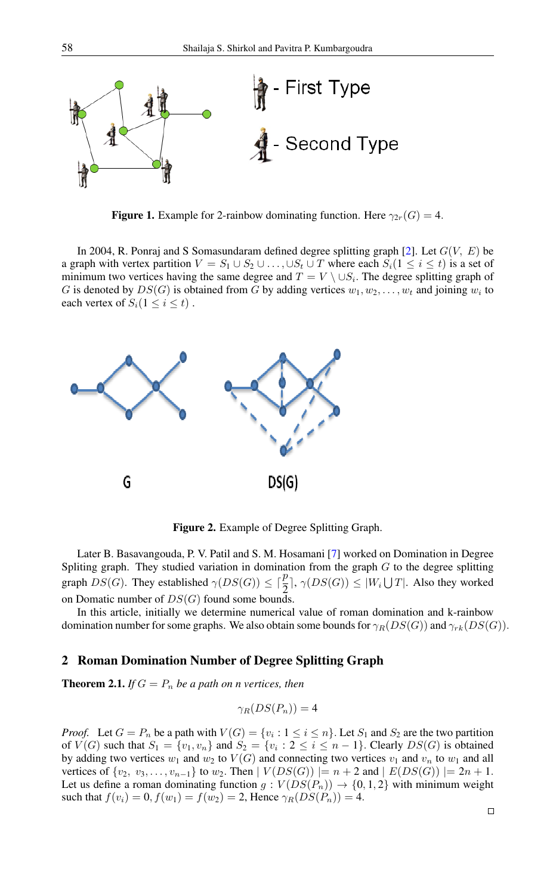**Figure 1.** Example for 2-rainbow dominating function. Here $\gamma_{2r}(G) = 4$.

In 2004, R. Ponraj and S Somasundaram defined degree splitting graph [2]. Let $G(V,\ E)$ be a graph with vertex partition $V = S_1 \cup S_2 \cup \ldots, \cup S_t \cup T$ where each $S_i (1 \leq i \leq t)$ is a set of minimum two vertices having the same degree and $T = V \setminus \cup S_i$. The degree splitting graph of $G$ is denoted by $DS(G)$ is obtained from $G$ by adding vertices $w_1, w_2, \ldots, w_t$ and joining $w_i$ to each vertex of $S_i (1 \leq i \leq t)$ .

**Figure 2.** Example of Degree Splitting Graph.

Later B. Basavangouda, P. V. Patil and S. M. Hosamani [7] worked on Domination in Degree Spliting graph. They studied variation in domination from the graph $G$ to the degree splitting graph $DS(G)$. They established $\gamma(DS(G)) \leq \lceil \frac{p}{2} \rceil$, $\gamma(DS(G)) \leq |W_i \bigcup T|$. Also they worked on Domatic number of $DS(G)$ found some bounds.

In this article, initially we determine numerical value of roman domination and k-rainbow domination number for some graphs. We also obtain some bounds for $\gamma_R(DS(G))$ and $\gamma_{rk}(DS(G))$.

## 2 Roman Domination Number of Degree Splitting Graph

**Theorem 2.1.** *If $G = P_n$ be a path on n vertices, then*

$$\gamma_R(DS(P_n)) = 4$$

*Proof.* Let $G = P_n$ be a path with $V(G) = \{v_i : 1 \leq i \leq n\}$. Let $S_1$ and $S_2$ are the two partition of $V(G)$ such that $S_1 = \{v_1, v_n\}$ and $S_2 = \{v_i : 2 \leq i \leq n-1\}$. Clearly $DS(G)$ is obtained by adding two vertices $w_1$ and $w_2$ to $V(G)$ and connecting two vertices $v_1$ and $v_n$ to $w_1$ and all vertices of $\{v_2,\ v_3, \ldots, v_{n-1}\}$ to $w_2$. Then $|\ V(DS(G))\ | = n + 2$ and $|\ E(DS(G))\ | = 2n + 1$. Let us define a roman dominating function $g : V(DS(P_n)) \to \{0, 1, 2\}$ with minimum weight such that $f(v_i) = 0, f(w_1) = f(w_2) = 2$, Hence $\gamma_R(DS(P_n)) = 4$. □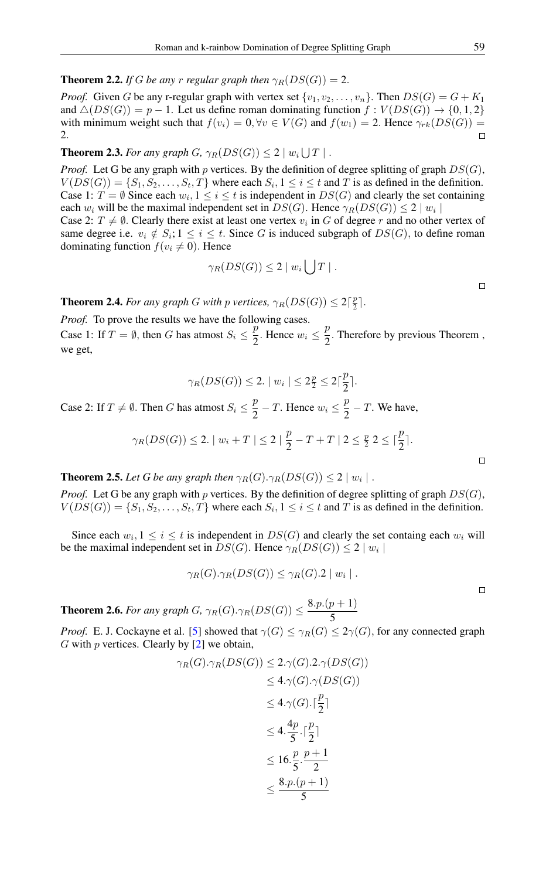**Theorem 2.2.** *If $G$ be any $r$ regular graph then $\gamma_R(DS(G)) = 2$.*

*Proof.* Given $G$ be any r-regular graph with vertex set $\{v_1, v_2, \ldots, v_n\}$. Then $DS(G) = G + K_1$ and $\triangle(DS(G)) = p - 1$. Let us define roman dominating function $f : V(DS(G)) \to \{0, 1, 2\}$ with minimum weight such that $f(v_i) = 0, \forall v \in V(G)$ and $f(w_1) = 2$. Hence $\gamma_{rk}(DS(G)) = 2$. □

**Theorem 2.3.** *For any graph $G$, $\gamma_R(DS(G)) \leq 2 \mid w_i \bigcup T \mid$.*

*Proof.* Let G be any graph with $p$ vertices. By the definition of degree splitting of graph $DS(G)$, $V(DS(G)) = \{S_1, S_2, \ldots, S_t, T\}$ where each $S_i, 1 \leq i \leq t$ and $T$ is as defined in the definition.
Case 1: $T = \emptyset$ Since each $w_i, 1 \leq i \leq t$ is independent in $DS(G)$ and clearly the set containing each $w_i$ will be the maximal independent set in $DS(G)$. Hence $\gamma_R(DS(G)) \leq 2 \mid w_i \mid$
Case 2: $T \neq \emptyset$. Clearly there exist at least one vertex $v_i$ in $G$ of degree $r$ and no other vertex of same degree i.e. $v_i \notin S_i; 1 \leq i \leq t$. Since $G$ is induced subgraph of $DS(G)$, to define roman dominating function $f(v_i \neq 0)$. Hence

$$\gamma_R(DS(G)) \leq 2 \mid w_i \bigcup T \mid .$$

□

**Theorem 2.4.** *For any graph $G$ with $p$ vertices, $\gamma_R(DS(G)) \leq 2\lceil \frac{p}{2} \rceil$.*

*Proof.* To prove the results we have the following cases.
Case 1: If $T = \emptyset$, then $G$ has atmost $S_i \leq \dfrac{p}{2}$. Hence $w_i \leq \dfrac{p}{2}$. Therefore by previous Theorem , we get,

$$\gamma_R(DS(G)) \leq 2. \mid w_i \mid \leq 2\tfrac{p}{2} \leq 2\lceil \frac{p}{2} \rceil.$$

Case 2: If $T \neq \emptyset$. Then $G$ has atmost $S_i \leq \dfrac{p}{2} - T$. Hence $w_i \leq \dfrac{p}{2} - T$. We have,

$$\gamma_R(DS(G)) \leq 2. \mid w_i + T \mid \leq 2 \mid \frac{p}{2} - T + T \mid 2 \leq \tfrac{p}{2}\, 2 \leq \lceil \frac{p}{2} \rceil.$$

□

**Theorem 2.5.** *Let G be any graph then $\gamma_R(G).\gamma_R(DS(G)) \leq 2 \mid w_i \mid$.*

*Proof.* Let G be any graph with $p$ vertices. By the definition of degree splitting of graph $DS(G)$, $V(DS(G)) = \{S_1, S_2, \ldots, S_t, T\}$ where each $S_i, 1 \leq i \leq t$ and $T$ is as defined in the definition.

Since each $w_i, 1 \leq i \leq t$ is independent in $DS(G)$ and clearly the set containg each $w_i$ will be the maximal independent set in $DS(G)$. Hence $\gamma_R(DS(G)) \leq 2 \mid w_i \mid$

$$\gamma_R(G).\gamma_R(DS(G)) \leq \gamma_R(G).2 \mid w_i \mid .$$

□

**Theorem 2.6.** *For any graph $G$, $\gamma_R(G).\gamma_R(DS(G)) \leq \dfrac{8.p.(p+1)}{5}$*

*Proof.* E. J. Cockayne et al. [5] showed that $\gamma(G) \leq \gamma_R(G) \leq 2\gamma(G)$, for any connected graph $G$ with $p$ vertices. Clearly by [2] we obtain,

$$\begin{aligned}
\gamma_R(G).\gamma_R(DS(G)) &\leq 2.\gamma(G).2.\gamma(DS(G)) \\
&\leq 4.\gamma(G).\gamma(DS(G)) \\
&\leq 4.\gamma(G).\lceil \frac{p}{2} \rceil \\
&\leq 4.\frac{4p}{5}.\lceil \frac{p}{2} \rceil \\
&\leq 16.\frac{p}{5}.\frac{p+1}{2} \\
&\leq \frac{8.p.(p+1)}{5}
\end{aligned}$$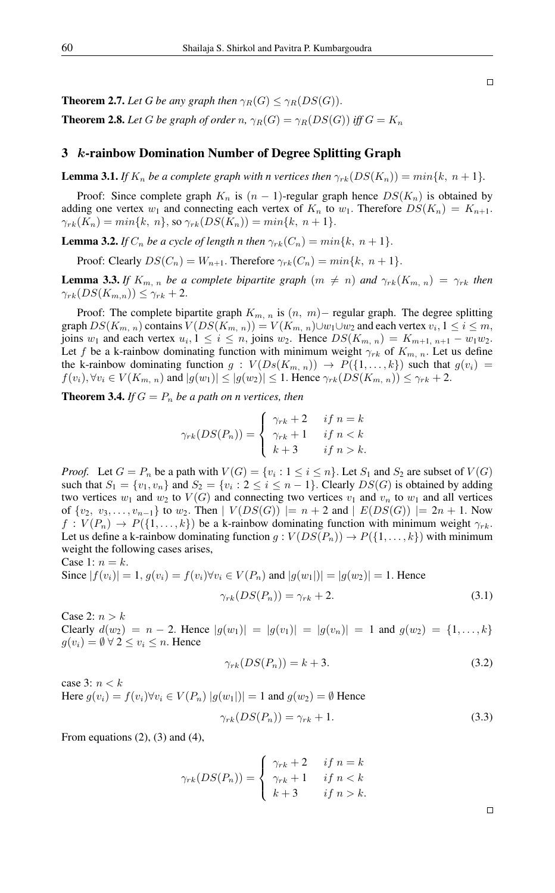□

**Theorem 2.7.** *Let $G$ be any graph then $\gamma_R(G) \leq \gamma_R(DS(G))$.*

**Theorem 2.8.** *Let $G$ be graph of order $n$, $\gamma_R(G) = \gamma_R(DS(G))$ iff $G = K_n$*

## 3 $k$-rainbow Domination Number of Degree Splitting Graph

**Lemma 3.1.** *If $K_n$ be a complete graph with n vertices then $\gamma_{rk}(DS(K_n)) = min\{k,\ n+1\}$.*

Proof: Since complete graph $K_n$ is $(n-1)$-regular graph hence $DS(K_n)$ is obtained by adding one vertex $w_1$ and connecting each vertex of $K_n$ to $w_1$. Therefore $DS(K_n) = K_{n+1}$. $\gamma_{rk}(K_n) = min\{k,\ n\}$, so $\gamma_{rk}(DS(K_n)) = min\{k,\ n+1\}$.

**Lemma 3.2.** *If $C_n$ be a cycle of length n then $\gamma_{rk}(C_n) = min\{k,\ n+1\}$.*

Proof: Clearly $DS(C_n) = W_{n+1}$. Therefore $\gamma_{rk}(C_n) = min\{k,\ n+1\}$.

**Lemma 3.3.** *If $K_{m,\ n}$ be a complete bipartite graph $(m \neq n)$ and $\gamma_{rk}(K_{m,\ n}) = \gamma_{rk}$ then $\gamma_{rk}(DS(K_{m,n})) \leq \gamma_{rk} + 2$.*

Proof: The complete bipartite graph $K_{m,\ n}$ is $(n,\ m)-$ regular graph. The degree splitting graph $DS(K_{m,\ n})$ contains $V(DS(K_{m,\ n})) = V(K_{m,\ n}) \cup w_1 \cup w_2$ and each vertex $v_i, 1 \leq i \leq m$, joins $w_1$ and each vertex $u_i, 1 \leq i \leq n$, joins $w_2$. Hence $DS(K_{m,\ n}) = K_{m+1,\ n+1} - w_1w_2$. Let $f$ be a k-rainbow dominating function with minimum weight $\gamma_{rk}$ of $K_{m,\ n}$. Let us define the k-rainbow dominating function $g : V(Ds(K_{m,\ n})) \rightarrow P(\{1, \ldots, k\})$ such that $g(v_i) = f(v_i), \forall v_i \in V(K_{m,\ n})$ and $|g(w_1)| \leq |g(w_2)| \leq 1$. Hence $\gamma_{rk}(DS(K_{m,\ n})) \leq \gamma_{rk} + 2$.

**Theorem 3.4.** *If $G = P_n$ be a path on n vertices, then*

$$\gamma_{rk}(DS(P_n)) = \begin{cases} \gamma_{rk} + 2 & if\ n = k \\ \gamma_{rk} + 1 & if\ n < k \\ k + 3 & if\ n > k. \end{cases}$$

*Proof.* Let $G = P_n$ be a path with $V(G) = \{v_i : 1 \leq i \leq n\}$. Let $S_1$ and $S_2$ are subset of $V(G)$ such that $S_1 = \{v_1, v_n\}$ and $S_2 = \{v_i : 2 \leq i \leq n-1\}$. Clearly $DS(G)$ is obtained by adding two vertices $w_1$ and $w_2$ to $V(G)$ and connecting two vertices $v_1$ and $v_n$ to $w_1$ and all vertices of $\{v_2,\ v_3, \ldots, v_{n-1}\}$ to $w_2$. Then $\mid V(DS(G)) \mid = n+2$ and $\mid E(DS(G)) \mid = 2n+1$. Now $f : V(P_n) \rightarrow P(\{1, \ldots, k\})$ be a k-rainbow dominating function with minimum weight $\gamma_{rk}$. Let us define a k-rainbow dominating function $g : V(DS(P_n)) \rightarrow P(\{1, \ldots, k\})$ with minimum weight the following cases arises,

Case 1: $n = k$.

Since $|f(v_i)| = 1$, $g(v_i) = f(v_i) \forall v_i \in V(P_n)$ and $|g(w_1|)| = |g(w_2)| = 1$. Hence

$$\gamma_{rk}(DS(P_n)) = \gamma_{rk} + 2. \tag{3.1}$$

Case 2: $n > k$

Clearly $d(w_2) = n-2$. Hence $|g(w_1)| = |g(v_1)| = |g(v_n)| = 1$ and $g(w_2) = \{1, \ldots, k\}$ $g(v_i) = \emptyset\ \forall\ 2 \leq v_i \leq n$. Hence

$$\gamma_{rk}(DS(P_n)) = k + 3. \tag{3.2}$$

case 3: $n < k$

Here $g(v_i) = f(v_i) \forall v_i \in V(P_n)$ $|g(w_1|)| = 1$ and $g(w_2) = \emptyset$ Hence

$$\gamma_{rk}(DS(P_n)) = \gamma_{rk} + 1. \tag{3.3}$$

From equations (2), (3) and (4),

$$\gamma_{rk}(DS(P_n)) = \begin{cases} \gamma_{rk} + 2 & if\ n = k \\ \gamma_{rk} + 1 & if\ n < k \\ k + 3 & if\ n > k. \end{cases}$$

□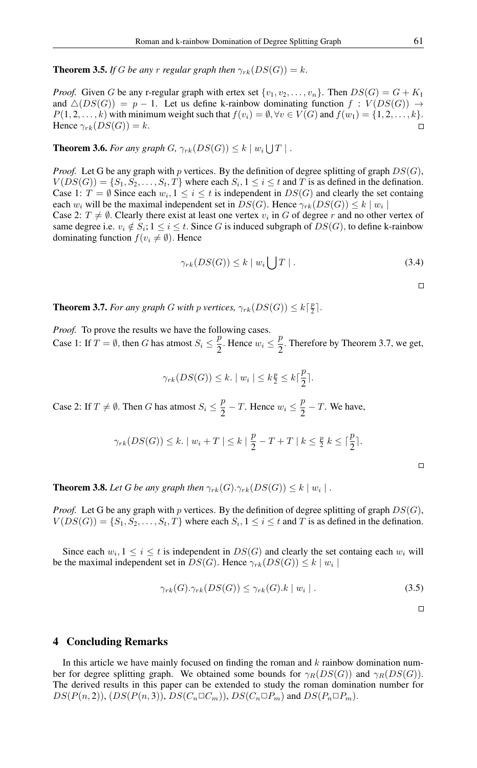**Theorem 3.5.** *If G be any r regular graph then* $\gamma_{rk}(DS(G)) = k$.

*Proof.* Given $G$ be any r-regular graph with ertex set $\{v_1, v_2, \ldots, v_n\}$. Then $DS(G) = G + K_1$ and $\triangle(DS(G)) = p - 1$. Let us define k-rainbow dominating function $f : V(DS(G)) \rightarrow P(1, 2, \ldots, k)$ with minimum weight such that $f(v_i) = \emptyset, \forall v \in V(G)$ and $f(w_1) = \{1, 2, \ldots, k\}$. Hence $\gamma_{rk}(DS(G)) = k$. $\square$

**Theorem 3.6.** *For any graph G,* $\gamma_{rk}(DS(G)) \leq k \mid w_i \bigcup T \mid$.

*Proof.* Let G be any graph with $p$ vertices. By the definition of degree splitting of graph $DS(G)$, $V(DS(G)) = \{S_1, S_2, \ldots, S_t, T\}$ where each $S_i, 1 \leq i \leq t$ and $T$ is as defined in the defination.
Case 1: $T = \emptyset$ Since each $w_i, 1 \leq i \leq t$ is independent in $DS(G)$ and clearly the set containg each $w_i$ will be the maximal independent set in $DS(G)$. Hence $\gamma_{rk}(DS(G)) \leq k \mid w_i \mid$
Case 2: $T \neq \emptyset$. Clearly there exist at least one vertex $v_i$ in $G$ of degree $r$ and no other vertex of same degree i.e. $v_i \notin S_i; 1 \leq i \leq t$. Since $G$ is induced subgraph of $DS(G)$, to define k-rainbow dominating function $f(v_i \neq \emptyset)$. Hence

$$\gamma_{rk}(DS(G)) \leq k \mid w_i \bigcup T \mid . \tag{3.4}$$

$\square$

**Theorem 3.7.** *For any graph G with p vertices,* $\gamma_{rk}(DS(G)) \leq k\lceil \frac{p}{2} \rceil$.

*Proof.* To prove the results we have the following cases.
Case 1: If $T = \emptyset$, then $G$ has atmost $S_i \leq \dfrac{p}{2}$. Hence $w_i \leq \dfrac{p}{2}$. Therefore by Theorem 3.7, we get,

$$\gamma_{rk}(DS(G)) \leq k. \mid w_i \mid \leq k\tfrac{p}{2} \leq k\lceil \frac{p}{2} \rceil.$$

Case 2: If $T \neq \emptyset$. Then $G$ has atmost $S_i \leq \dfrac{p}{2} - T$. Hence $w_i \leq \dfrac{p}{2} - T$. We have,

$$\gamma_{rk}(DS(G)) \leq k. \mid w_i + T \mid \leq k \mid \frac{p}{2} - T + T \mid k \leq \tfrac{p}{2}\, k \leq \lceil \frac{p}{2} \rceil.$$

$\square$

**Theorem 3.8.** *Let G be any graph then* $\gamma_{rk}(G).\gamma_{rk}(DS(G)) \leq k \mid w_i \mid$.

*Proof.* Let G be any graph with $p$ vertices. By the definition of degree splitting of graph $DS(G)$, $V(DS(G)) = \{S_1, S_2, \ldots, S_t, T\}$ where each $S_i, 1 \leq i \leq t$ and $T$ is as defined in the defination.

Since each $w_i, 1 \leq i \leq t$ is independent in $DS(G)$ and clearly the set containg each $w_i$ will be the maximal independent set in $DS(G)$. Hence $\gamma_{rk}(DS(G)) \leq k \mid w_i \mid$

$$\gamma_{rk}(G).\gamma_{rk}(DS(G)) \leq \gamma_{rk}(G).k \mid w_i \mid . \tag{3.5}$$

$\square$

## 4 Concluding Remarks

In this article we have mainly focused on finding the roman and $k$ rainbow domination number for degree splitting graph. We obtained some bounds for $\gamma_R(DS(G))$ and $\gamma_R(DS(G))$. The derived results in this paper can be extended to study the roman domination number for $DS(P(n, 2))$, $(DS(P(n, 3))$, $DS(C_n \square C_m))$, $DS(C_n \square P_m)$ and $DS(P_n \square P_m)$.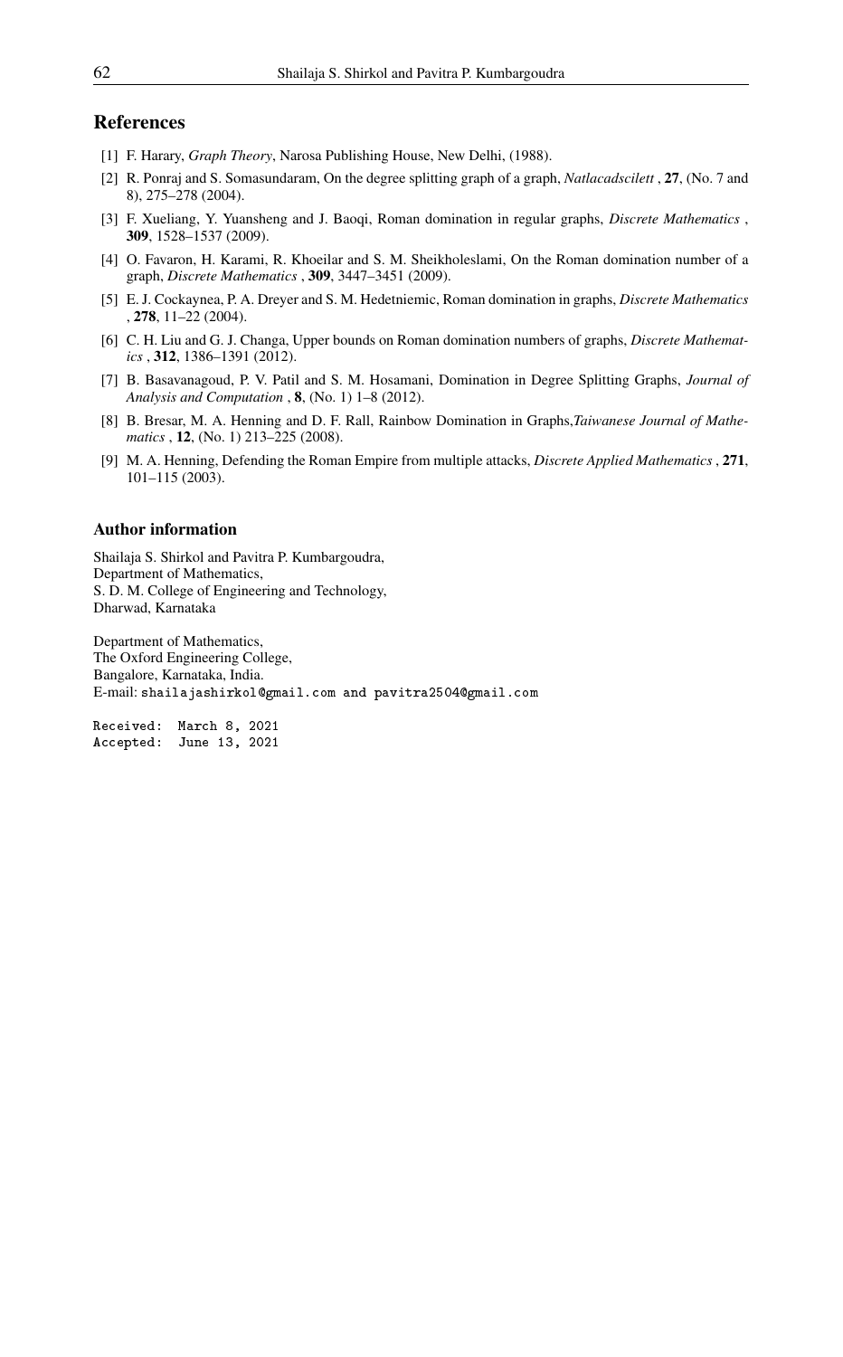## References

[1] F. Harary, *Graph Theory*, Narosa Publishing House, New Delhi, (1988).

[2] R. Ponraj and S. Somasundaram, On the degree splitting graph of a graph, *Natlacadscilett* , **27**, (No. 7 and 8), 275–278 (2004).

[3] F. Xueliang, Y. Yuansheng and J. Baoqi, Roman domination in regular graphs, *Discrete Mathematics* , **309**, 1528–1537 (2009).

[4] O. Favaron, H. Karami, R. Khoeilar and S. M. Sheikholeslami, On the Roman domination number of a graph, *Discrete Mathematics* , **309**, 3447–3451 (2009).

[5] E. J. Cockaynea, P. A. Dreyer and S. M. Hedetniemic, Roman domination in graphs, *Discrete Mathematics* , **278**, 11–22 (2004).

[6] C. H. Liu and G. J. Changa, Upper bounds on Roman domination numbers of graphs, *Discrete Mathematics* , **312**, 1386–1391 (2012).

[7] B. Basavanagoud, P. V. Patil and S. M. Hosamani, Domination in Degree Splitting Graphs, *Journal of Analysis and Computation* , **8**, (No. 1) 1–8 (2012).

[8] B. Bresar, M. A. Henning and D. F. Rall, Rainbow Domination in Graphs,*Taiwanese Journal of Mathematics* , **12**, (No. 1) 213–225 (2008).

[9] M. A. Henning, Defending the Roman Empire from multiple attacks, *Discrete Applied Mathematics* , **271**, 101–115 (2003).

### Author information

Shailaja S. Shirkol and Pavitra P. Kumbargoudra,
Department of Mathematics,
S. D. M. College of Engineering and Technology,
Dharwad, Karnataka

Department of Mathematics,
The Oxford Engineering College,
Bangalore, Karnataka, India.
E-mail: shailajashirkol@gmail.com and pavitra2504@gmail.com

Received: March 8, 2021
Accepted: June 13, 2021